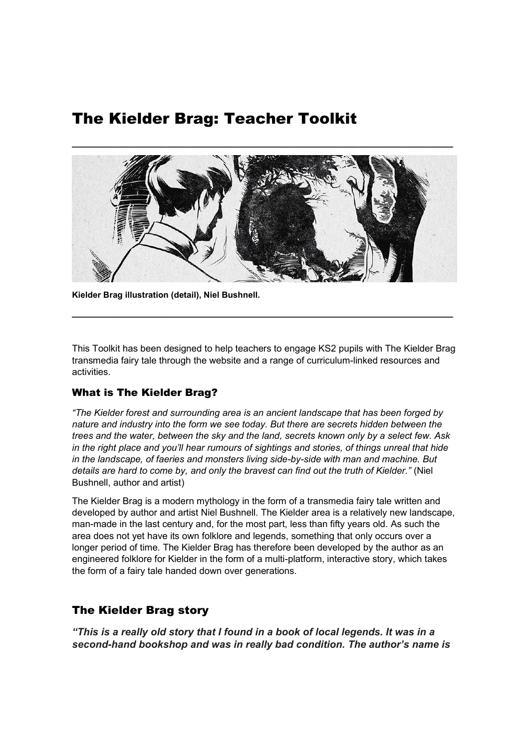# The Kielder Brag: Teacher Toolkit

---

**Kielder Brag illustration (detail), Niel Bushnell.**

---

This Toolkit has been designed to help teachers to engage KS2 pupils with The Kielder Brag transmedia fairy tale through the website and a range of curriculum-linked resources and activities.

## What is The Kielder Brag?

*"The Kielder forest and surrounding area is an ancient landscape that has been forged by nature and industry into the form we see today. But there are secrets hidden between the trees and the water, between the sky and the land, secrets known only by a select few. Ask in the right place and you'll hear rumours of sightings and stories, of things unreal that hide in the landscape, of faeries and monsters living side-by-side with man and machine. But details are hard to come by, and only the bravest can find out the truth of Kielder."* (Niel Bushnell, author and artist)

The Kielder Brag is a modern mythology in the form of a transmedia fairy tale written and developed by author and artist Niel Bushnell. The Kielder area is a relatively new landscape, man-made in the last century and, for the most part, less than fifty years old. As such the area does not yet have its own folklore and legends, something that only occurs over a longer period of time. The Kielder Brag has therefore been developed by the author as an engineered folklore for Kielder in the form of a multi-platform, interactive story, which takes the form of a fairy tale handed down over generations.

## The Kielder Brag story

***"This is a really old story that I found in a book of local legends. It was in a second-hand bookshop and was in really bad condition. The author's name is***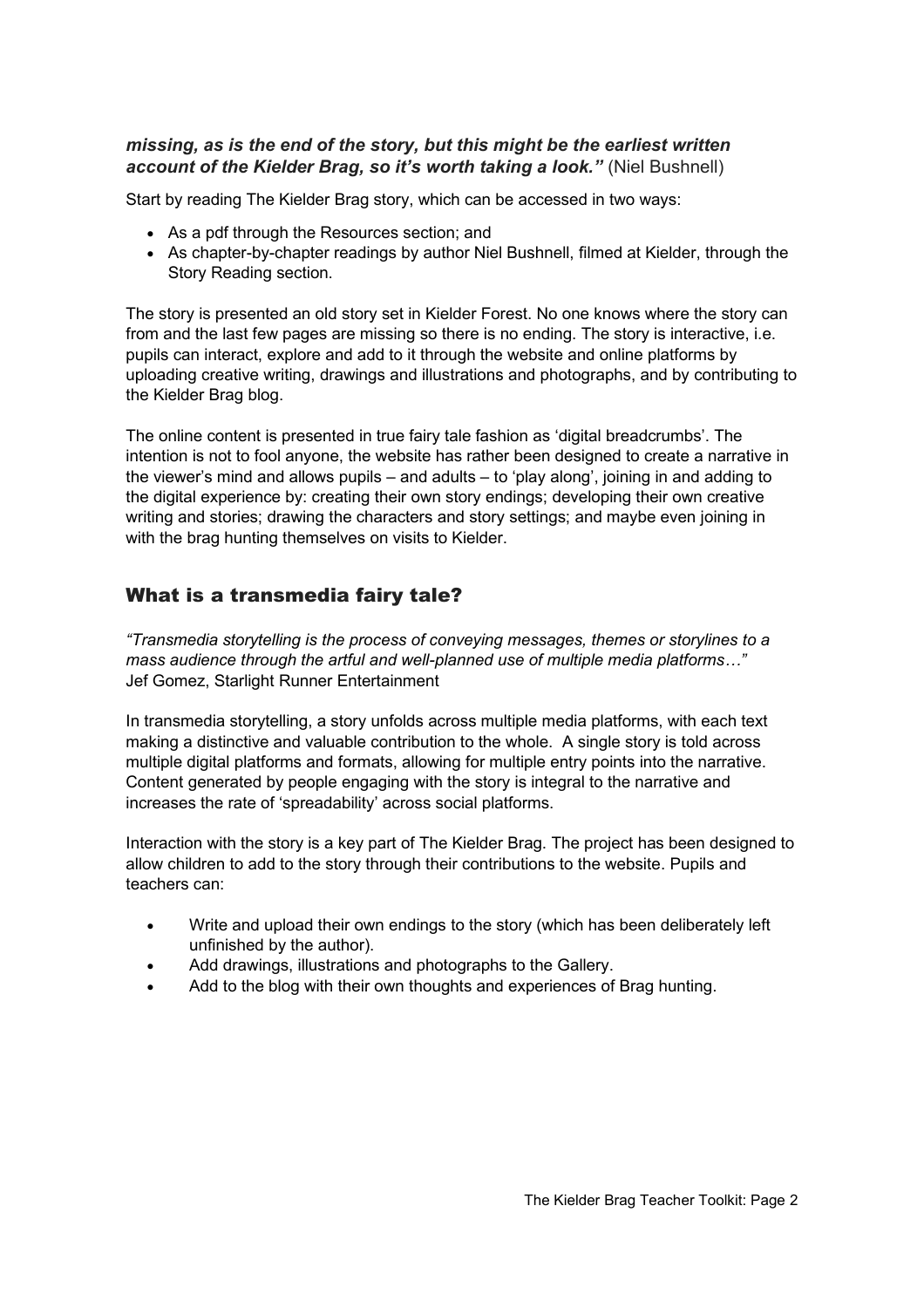***missing, as is the end of the story, but this might be the earliest written account of the Kielder Brag, so it's worth taking a look."*** (Niel Bushnell)

Start by reading The Kielder Brag story, which can be accessed in two ways:

- As a pdf through the Resources section; and
- As chapter-by-chapter readings by author Niel Bushnell, filmed at Kielder, through the Story Reading section.

The story is presented an old story set in Kielder Forest. No one knows where the story can from and the last few pages are missing so there is no ending. The story is interactive, i.e. pupils can interact, explore and add to it through the website and online platforms by uploading creative writing, drawings and illustrations and photographs, and by contributing to the Kielder Brag blog.

The online content is presented in true fairy tale fashion as 'digital breadcrumbs'. The intention is not to fool anyone, the website has rather been designed to create a narrative in the viewer's mind and allows pupils – and adults – to 'play along', joining in and adding to the digital experience by: creating their own story endings; developing their own creative writing and stories; drawing the characters and story settings; and maybe even joining in with the brag hunting themselves on visits to Kielder.

## What is a transmedia fairy tale?

*"Transmedia storytelling is the process of conveying messages, themes or storylines to a mass audience through the artful and well-planned use of multiple media platforms…"*
Jef Gomez, Starlight Runner Entertainment

In transmedia storytelling, a story unfolds across multiple media platforms, with each text making a distinctive and valuable contribution to the whole. A single story is told across multiple digital platforms and formats, allowing for multiple entry points into the narrative. Content generated by people engaging with the story is integral to the narrative and increases the rate of 'spreadability' across social platforms.

Interaction with the story is a key part of The Kielder Brag. The project has been designed to allow children to add to the story through their contributions to the website. Pupils and teachers can:

- Write and upload their own endings to the story (which has been deliberately left unfinished by the author).
- Add drawings, illustrations and photographs to the Gallery.
- Add to the blog with their own thoughts and experiences of Brag hunting.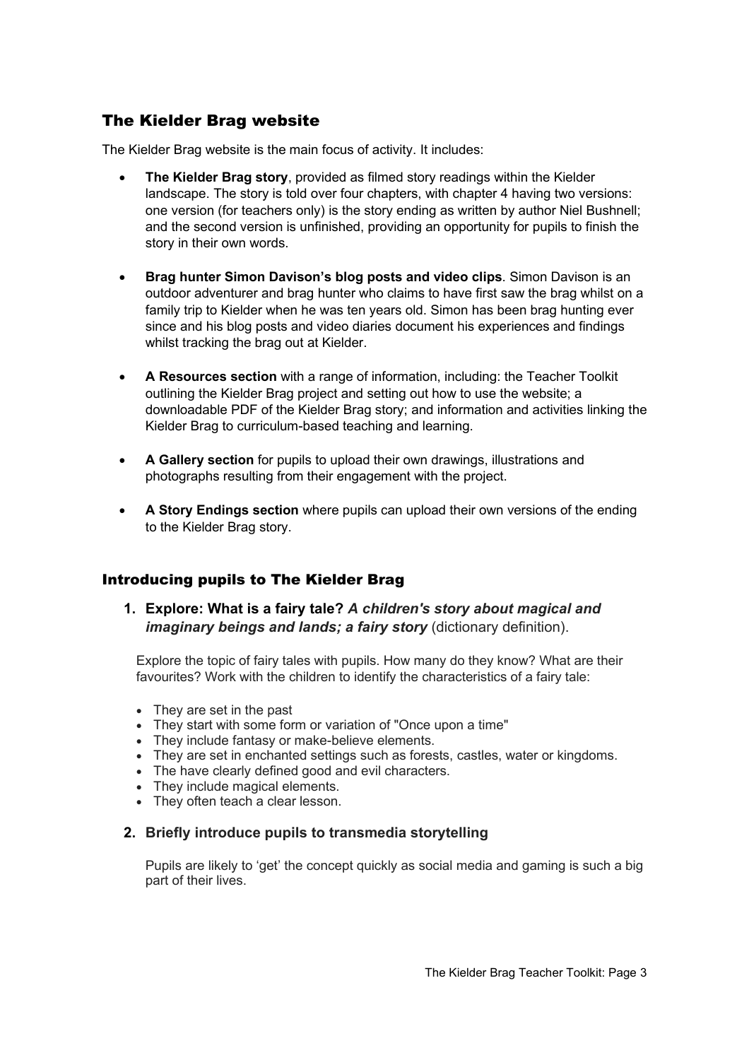## The Kielder Brag website

The Kielder Brag website is the main focus of activity. It includes:

- **The Kielder Brag story**, provided as filmed story readings within the Kielder landscape. The story is told over four chapters, with chapter 4 having two versions: one version (for teachers only) is the story ending as written by author Niel Bushnell; and the second version is unfinished, providing an opportunity for pupils to finish the story in their own words.

- **Brag hunter Simon Davison's blog posts and video clips**. Simon Davison is an outdoor adventurer and brag hunter who claims to have first saw the brag whilst on a family trip to Kielder when he was ten years old. Simon has been brag hunting ever since and his blog posts and video diaries document his experiences and findings whilst tracking the brag out at Kielder.

- **A Resources section** with a range of information, including: the Teacher Toolkit outlining the Kielder Brag project and setting out how to use the website; a downloadable PDF of the Kielder Brag story; and information and activities linking the Kielder Brag to curriculum-based teaching and learning.

- **A Gallery section** for pupils to upload their own drawings, illustrations and photographs resulting from their engagement with the project.

- **A Story Endings section** where pupils can upload their own versions of the ending to the Kielder Brag story.

## Introducing pupils to The Kielder Brag

1. **Explore: What is a fairy tale?** ***A children's story about magical and imaginary beings and lands; a fairy story*** (dictionary definition).

   Explore the topic of fairy tales with pupils. How many do they know? What are their favourites? Work with the children to identify the characteristics of a fairy tale:

   - They are set in the past
   - They start with some form or variation of "Once upon a time"
   - They include fantasy or make-believe elements.
   - They are set in enchanted settings such as forests, castles, water or kingdoms.
   - The have clearly defined good and evil characters.
   - They include magical elements.
   - They often teach a clear lesson.

2. **Briefly introduce pupils to transmedia storytelling**

   Pupils are likely to 'get' the concept quickly as social media and gaming is such a big part of their lives.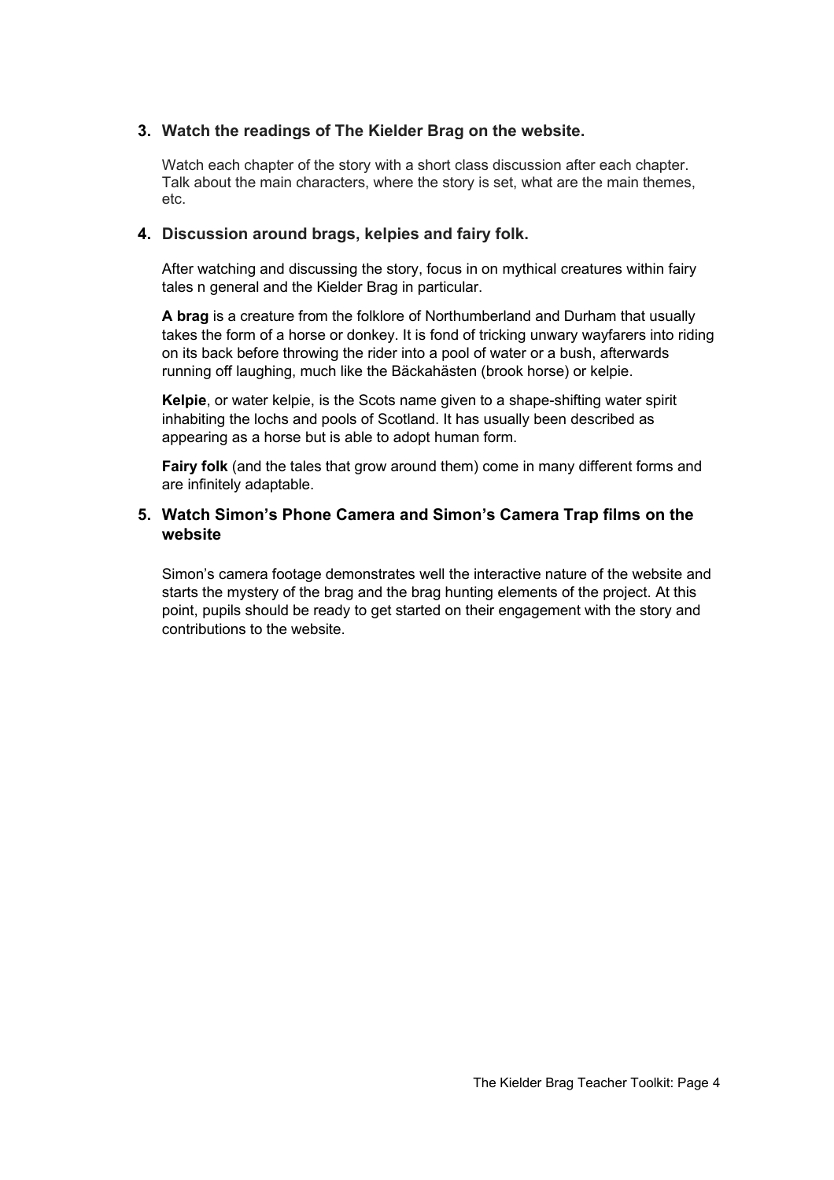**3. Watch the readings of The Kielder Brag on the website.**

Watch each chapter of the story with a short class discussion after each chapter. Talk about the main characters, where the story is set, what are the main themes, etc.

**4. Discussion around brags, kelpies and fairy folk.**

After watching and discussing the story, focus in on mythical creatures within fairy tales n general and the Kielder Brag in particular.

**A brag** is a creature from the folklore of Northumberland and Durham that usually takes the form of a horse or donkey. It is fond of tricking unwary wayfarers into riding on its back before throwing the rider into a pool of water or a bush, afterwards running off laughing, much like the Bäckahästen (brook horse) or kelpie.

**Kelpie**, or water kelpie, is the Scots name given to a shape-shifting water spirit inhabiting the lochs and pools of Scotland. It has usually been described as appearing as a horse but is able to adopt human form.

**Fairy folk** (and the tales that grow around them) come in many different forms and are infinitely adaptable.

**5. Watch Simon's Phone Camera and Simon's Camera Trap films on the website**

Simon's camera footage demonstrates well the interactive nature of the website and starts the mystery of the brag and the brag hunting elements of the project. At this point, pupils should be ready to get started on their engagement with the story and contributions to the website.